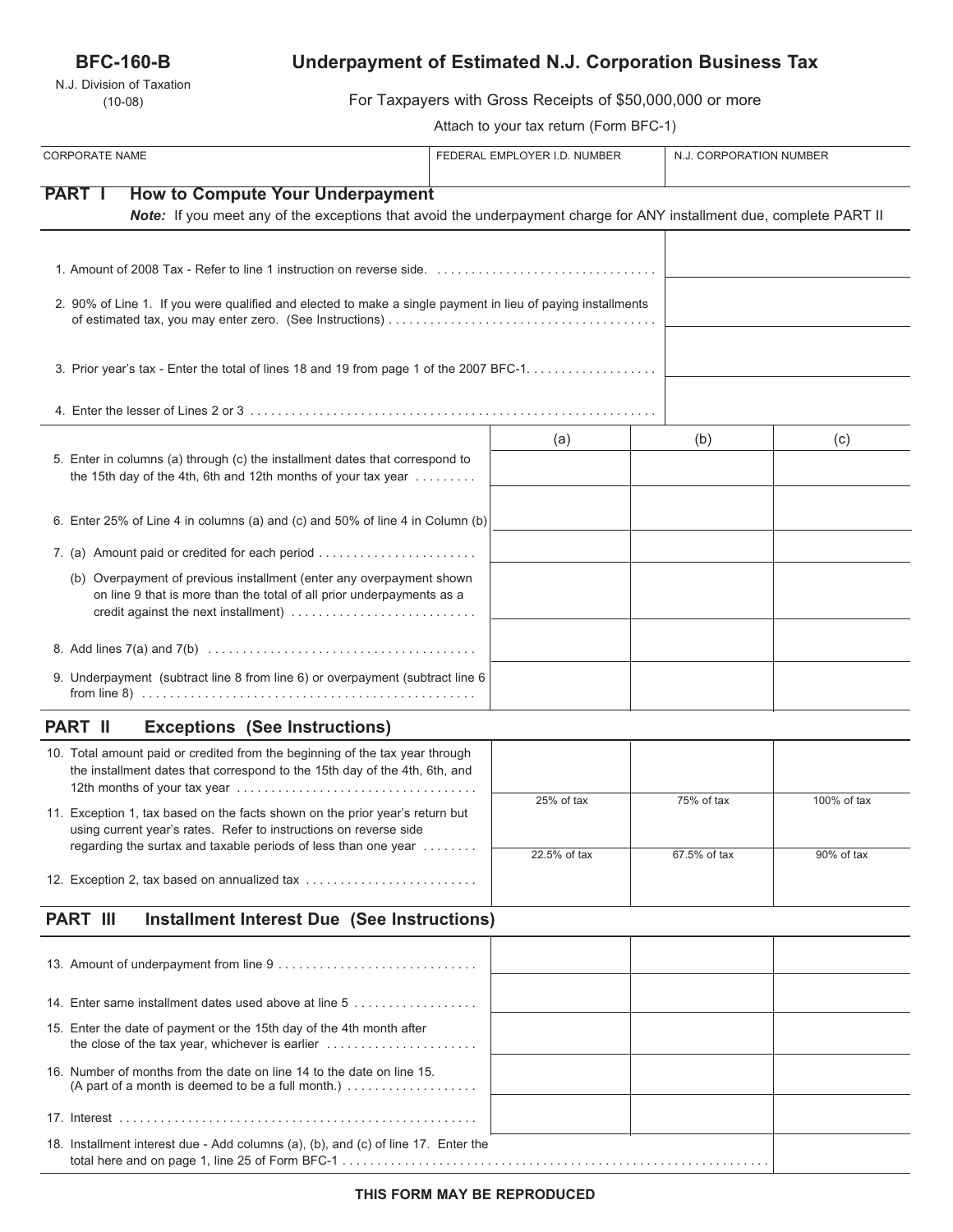**BFC-160-B**

N.J. Division of Taxation
(10-08)

# Underpayment of Estimated N.J. Corporation Business Tax

For Taxpayers with Gross Receipts of $50,000,000 or more

Attach to your tax return (Form BFC-1)

| CORPORATE NAME | FEDERAL EMPLOYER I.D. NUMBER | N.J. CORPORATION NUMBER |
|---|---|---|
| | | |

## PART I How to Compute Your Underpayment

***Note:*** *If you meet any of the exceptions that avoid the underpayment charge for ANY installment due, complete PART II*

| | |
|---|---|
| 1. Amount of 2008 Tax - Refer to line 1 instruction on reverse side. | |
| 2. 90% of Line 1. If you were qualified and elected to make a single payment in lieu of paying installments of estimated tax, you may enter zero. (See Instructions) | |
| 3. Prior year's tax - Enter the total of lines 18 and 19 from page 1 of the 2007 BFC-1. | |
| 4. Enter the lesser of Lines 2 or 3 | |

| | (a) | (b) | (c) |
|---|---|---|---|
| 5. Enter in columns (a) through (c) the installment dates that correspond to the 15th day of the 4th, 6th and 12th months of your tax year | | | |
| 6. Enter 25% of Line 4 in columns (a) and (c) and 50% of line 4 in Column (b) | | | |
| 7. (a) Amount paid or credited for each period | | | |
| (b) Overpayment of previous installment (enter any overpayment shown on line 9 that is more than the total of all prior underpayments as a credit against the next installment) | | | |
| 8. Add lines 7(a) and 7(b) | | | |
| 9. Underpayment (subtract line 8 from line 6) or overpayment (subtract line 6 from line 8) | | | |

## PART II Exceptions (See Instructions)

| | (a) | (b) | (c) |
|---|---|---|---|
| 10. Total amount paid or credited from the beginning of the tax year through the installment dates that correspond to the 15th day of the 4th, 6th, and 12th months of your tax year | | | |
| 11. Exception 1, tax based on the facts shown on the prior year's return but using current year's rates. Refer to instructions on reverse side regarding the surtax and taxable periods of less than one year | 25% of tax | 75% of tax | 100% of tax |
| 12. Exception 2, tax based on annualized tax | 22.5% of tax | 67.5% of tax | 90% of tax |

## PART III Installment Interest Due (See Instructions)

| | (a) | (b) | (c) |
|---|---|---|---|
| 13. Amount of underpayment from line 9 | | | |
| 14. Enter same installment dates used above at line 5 | | | |
| 15. Enter the date of payment or the 15th day of the 4th month after the close of the tax year, whichever is earlier | | | |
| 16. Number of months from the date on line 14 to the date on line 15. (A part of a month is deemed to be a full month.) | | | |
| 17. Interest | | | |
| 18. Installment interest due - Add columns (a), (b), and (c) of line 17. Enter the total here and on page 1, line 25 of Form BFC-1 | | | |

**THIS FORM MAY BE REPRODUCED**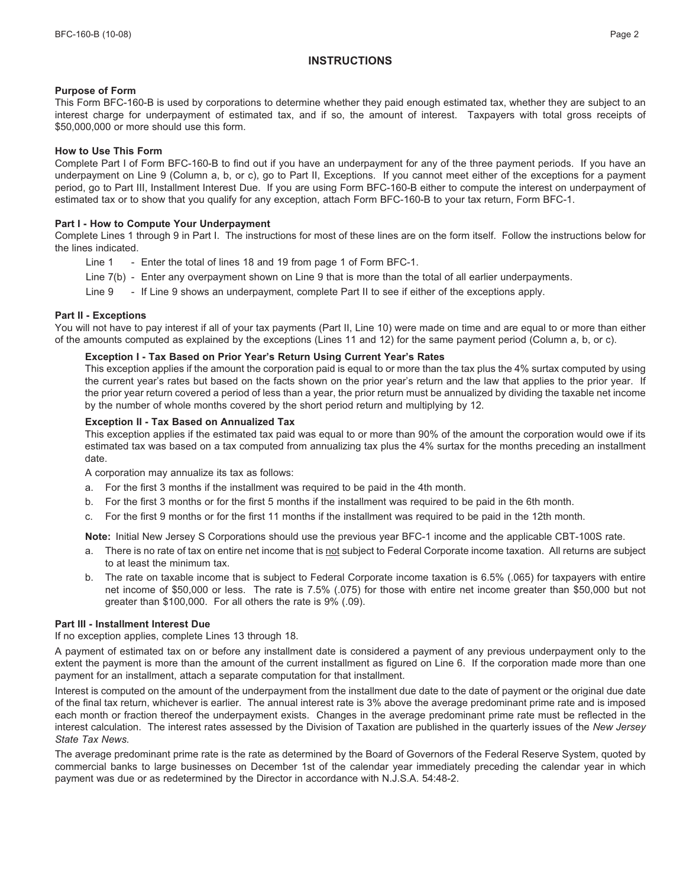# INSTRUCTIONS

### Purpose of Form

This Form BFC-160-B is used by corporations to determine whether they paid enough estimated tax, whether they are subject to an interest charge for underpayment of estimated tax, and if so, the amount of interest. Taxpayers with total gross receipts of $50,000,000 or more should use this form.

### How to Use This Form

Complete Part I of Form BFC-160-B to find out if you have an underpayment for any of the three payment periods. If you have an underpayment on Line 9 (Column a, b, or c), go to Part II, Exceptions. If you cannot meet either of the exceptions for a payment period, go to Part III, Installment Interest Due. If you are using Form BFC-160-B either to compute the interest on underpayment of estimated tax or to show that you qualify for any exception, attach Form BFC-160-B to your tax return, Form BFC-1.

### Part I - How to Compute Your Underpayment

Complete Lines 1 through 9 in Part I. The instructions for most of these lines are on the form itself. Follow the instructions below for the lines indicated.

- Line 1 - Enter the total of lines 18 and 19 from page 1 of Form BFC-1.
- Line 7(b) - Enter any overpayment shown on Line 9 that is more than the total of all earlier underpayments.
- Line 9 - If Line 9 shows an underpayment, complete Part II to see if either of the exceptions apply.

### Part II - Exceptions

You will not have to pay interest if all of your tax payments (Part II, Line 10) were made on time and are equal to or more than either of the amounts computed as explained by the exceptions (Lines 11 and 12) for the same payment period (Column a, b, or c).

**Exception I - Tax Based on Prior Year's Return Using Current Year's Rates**

This exception applies if the amount the corporation paid is equal to or more than the tax plus the 4% surtax computed by using the current year's rates but based on the facts shown on the prior year's return and the law that applies to the prior year. If the prior year return covered a period of less than a year, the prior return must be annualized by dividing the taxable net income by the number of whole months covered by the short period return and multiplying by 12.

**Exception II - Tax Based on Annualized Tax**

This exception applies if the estimated tax paid was equal to or more than 90% of the amount the corporation would owe if its estimated tax was based on a tax computed from annualizing tax plus the 4% surtax for the months preceding an installment date.

A corporation may annualize its tax as follows:

a. For the first 3 months if the installment was required to be paid in the 4th month.
b. For the first 3 months or for the first 5 months if the installment was required to be paid in the 6th month.
c. For the first 9 months or for the first 11 months if the installment was required to be paid in the 12th month.

**Note:** Initial New Jersey S Corporations should use the previous year BFC-1 income and the applicable CBT-100S rate.

a. There is no rate of tax on entire net income that is <u>not</u> subject to Federal Corporate income taxation. All returns are subject to at least the minimum tax.
b. The rate on taxable income that is subject to Federal Corporate income taxation is 6.5% (.065) for taxpayers with entire net income of $50,000 or less. The rate is 7.5% (.075) for those with entire net income greater than $50,000 but not greater than $100,000. For all others the rate is 9% (.09).

### Part III - Installment Interest Due

If no exception applies, complete Lines 13 through 18.

A payment of estimated tax on or before any installment date is considered a payment of any previous underpayment only to the extent the payment is more than the amount of the current installment as figured on Line 6. If the corporation made more than one payment for an installment, attach a separate computation for that installment.

Interest is computed on the amount of the underpayment from the installment due date to the date of payment or the original due date of the final tax return, whichever is earlier. The annual interest rate is 3% above the average predominant prime rate and is imposed each month or fraction thereof the underpayment exists. Changes in the average predominant prime rate must be reflected in the interest calculation. The interest rates assessed by the Division of Taxation are published in the quarterly issues of the *New Jersey State Tax News.*

The average predominant prime rate is the rate as determined by the Board of Governors of the Federal Reserve System, quoted by commercial banks to large businesses on December 1st of the calendar year immediately preceding the calendar year in which payment was due or as redetermined by the Director in accordance with N.J.S.A. 54:48-2.